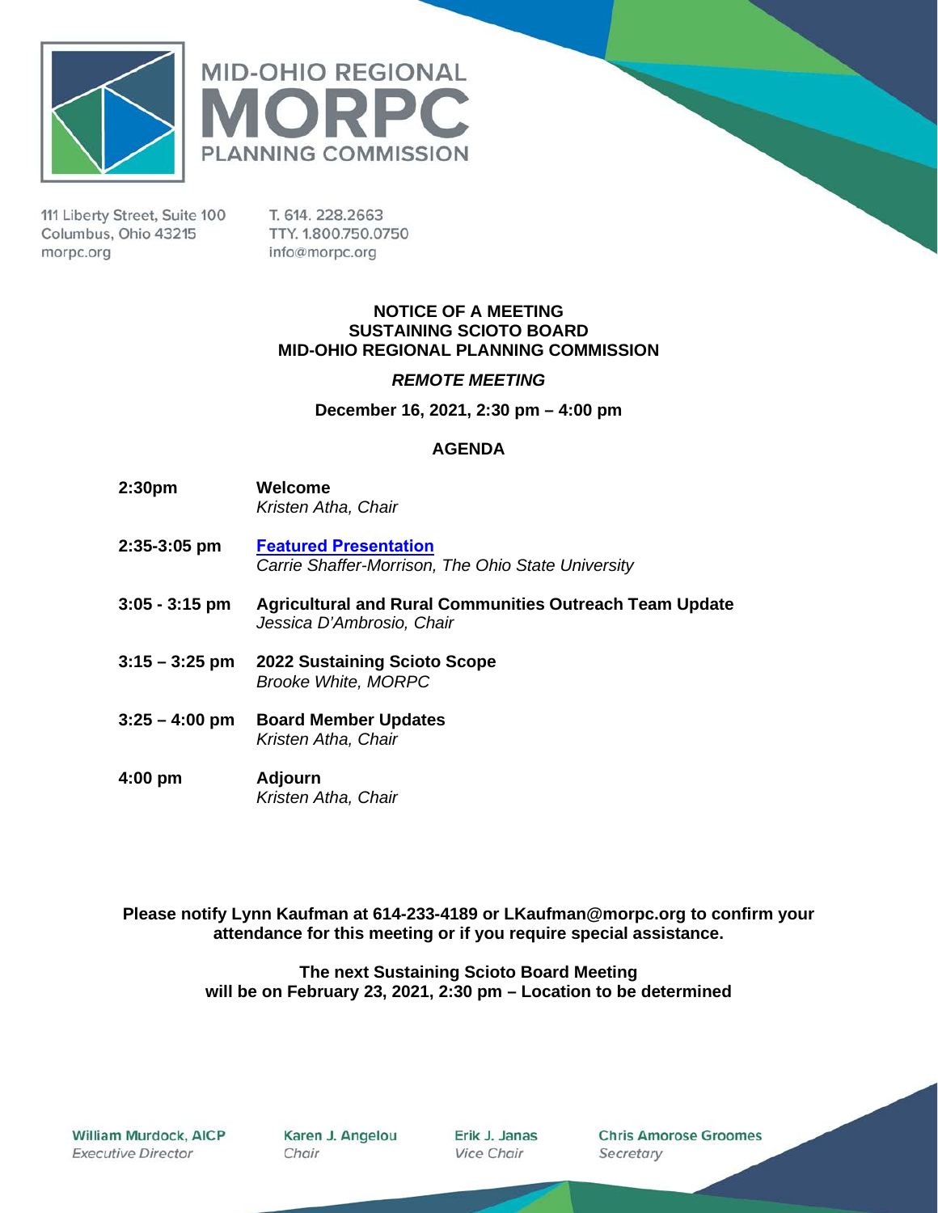# MID-OHIO REGIONAL MORPC PLANNING COMMISSION

111 Liberty Street, Suite 100
Columbus, Ohio 43215
morpc.org

T. 614. 228.2663
TTY. 1.800.750.0750
info@morpc.org

**NOTICE OF A MEETING**
**SUSTAINING SCIOTO BOARD**
**MID-OHIO REGIONAL PLANNING COMMISSION**

***REMOTE MEETING***

**December 16, 2021, 2:30 pm – 4:00 pm**

## AGENDA

| | |
|---|---|
| **2:30pm** | **Welcome**<br>*Kristen Atha, Chair* |
| **2:35-3:05 pm** | **Featured Presentation**<br>*Carrie Shaffer-Morrison, The Ohio State University* |
| **3:05 - 3:15 pm** | **Agricultural and Rural Communities Outreach Team Update**<br>*Jessica D'Ambrosio, Chair* |
| **3:15 – 3:25 pm** | **2022 Sustaining Scioto Scope**<br>*Brooke White, MORPC* |
| **3:25 – 4:00 pm** | **Board Member Updates**<br>*Kristen Atha, Chair* |
| **4:00 pm** | **Adjourn**<br>*Kristen Atha, Chair* |

**Please notify Lynn Kaufman at 614-233-4189 or LKaufman@morpc.org to confirm your attendance for this meeting or if you require special assistance.**

**The next Sustaining Scioto Board Meeting will be on February 23, 2021, 2:30 pm – Location to be determined**

William Murdock, AICP
*Executive Director*

Karen J. Angelou
*Chair*

Erik J. Janas
*Vice Chair*

Chris Amorose Groomes
*Secretary*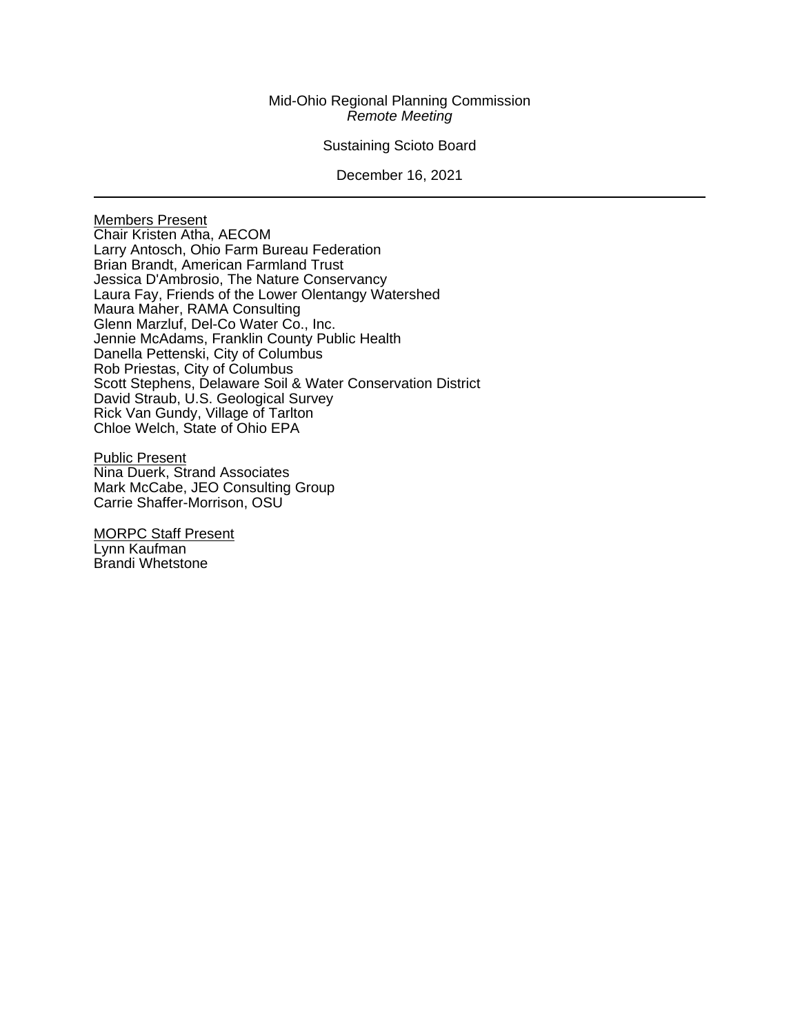Mid-Ohio Regional Planning Commission
*Remote Meeting*

Sustaining Scioto Board

December 16, 2021

---

<u>Members Present</u>
Chair Kristen Atha, AECOM
Larry Antosch, Ohio Farm Bureau Federation
Brian Brandt, American Farmland Trust
Jessica D'Ambrosio, The Nature Conservancy
Laura Fay, Friends of the Lower Olentangy Watershed
Maura Maher, RAMA Consulting
Glenn Marzluf, Del-Co Water Co., Inc.
Jennie McAdams, Franklin County Public Health
Danella Pettenski, City of Columbus
Rob Priestas, City of Columbus
Scott Stephens, Delaware Soil & Water Conservation District
David Straub, U.S. Geological Survey
Rick Van Gundy, Village of Tarlton
Chloe Welch, State of Ohio EPA

<u>Public Present</u>
Nina Duerk, Strand Associates
Mark McCabe, JEO Consulting Group
Carrie Shaffer-Morrison, OSU

<u>MORPC Staff Present</u>
Lynn Kaufman
Brandi Whetstone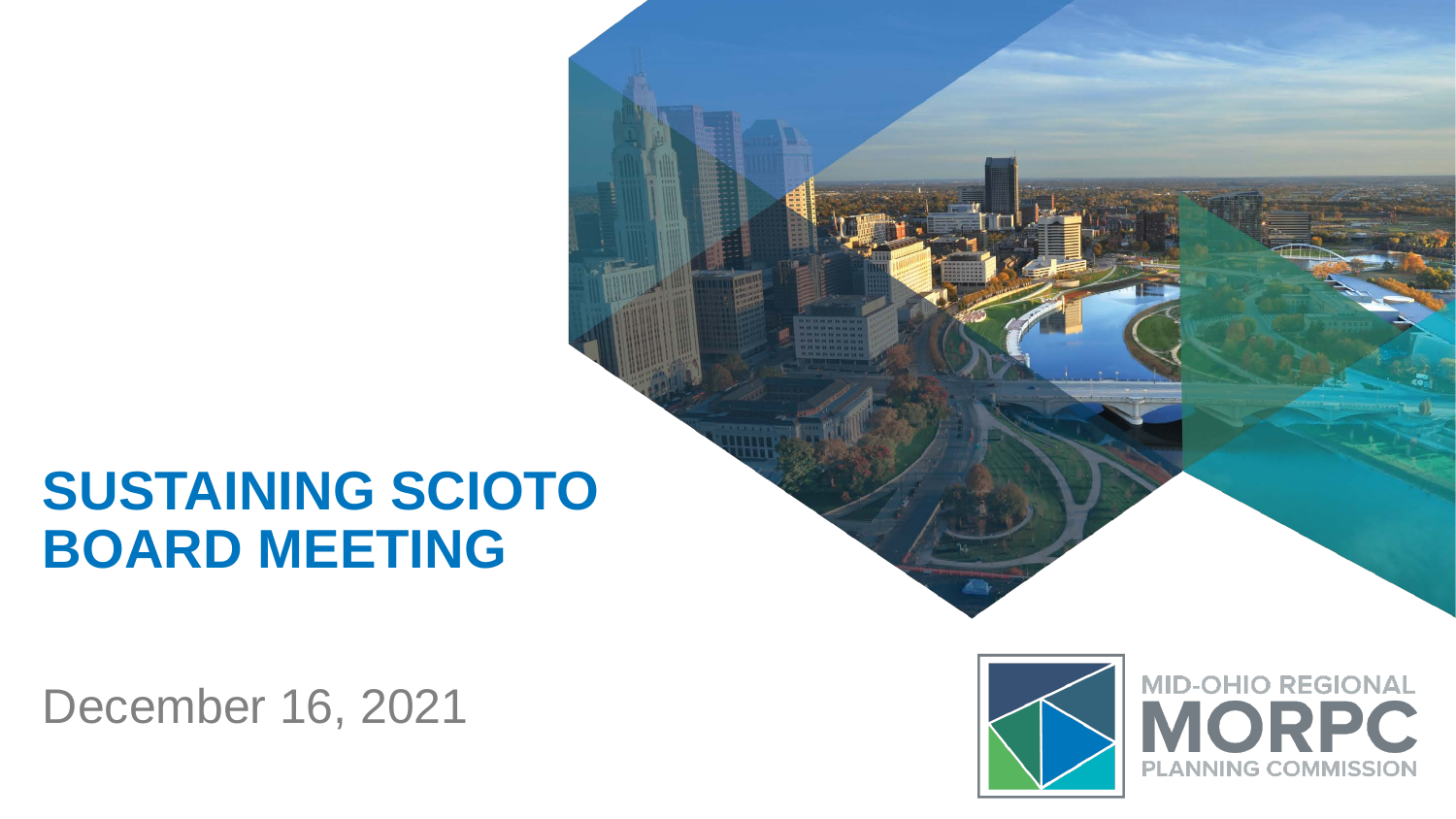# SUSTAINING SCIOTO BOARD MEETING

December 16, 2021

MID-OHIO REGIONAL
MORPC
PLANNING COMMISSION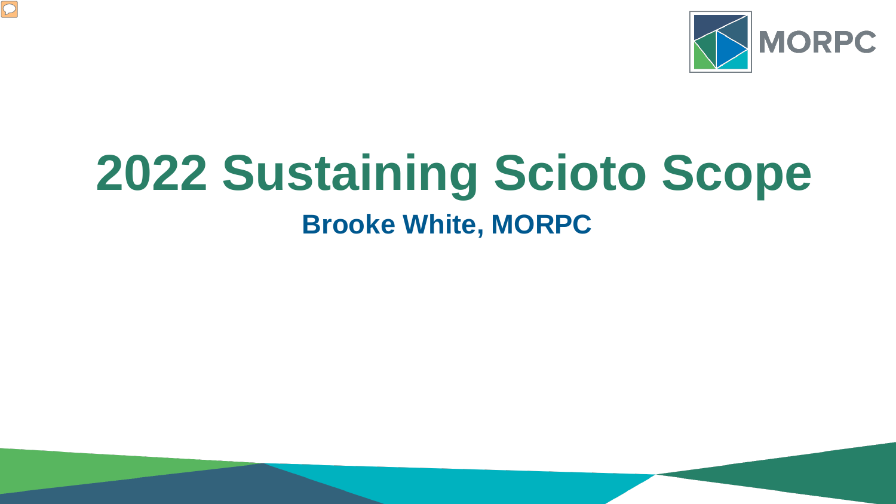# 2022 Sustaining Scioto Scope

**Brooke White, MORPC**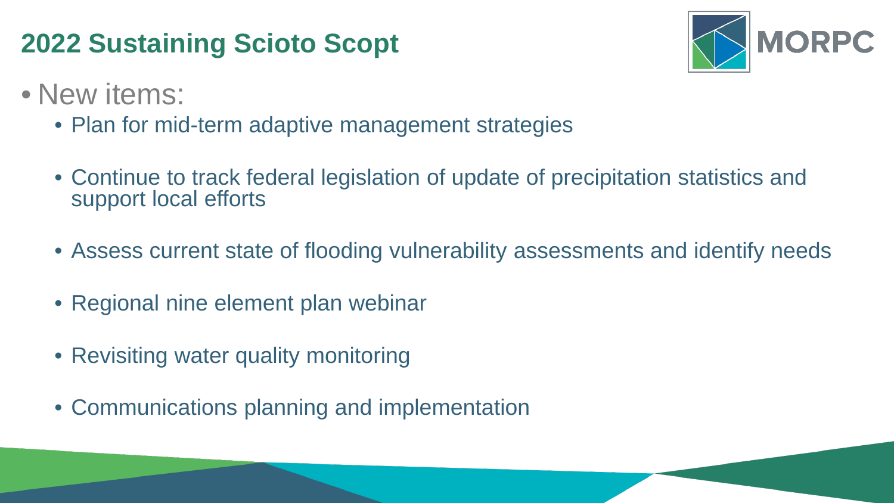## 2022 Sustaining Scioto Scopt

- New items:
  - Plan for mid-term adaptive management strategies
  - Continue to track federal legislation of update of precipitation statistics and support local efforts
  - Assess current state of flooding vulnerability assessments and identify needs
  - Regional nine element plan webinar
  - Revisiting water quality monitoring
  - Communications planning and implementation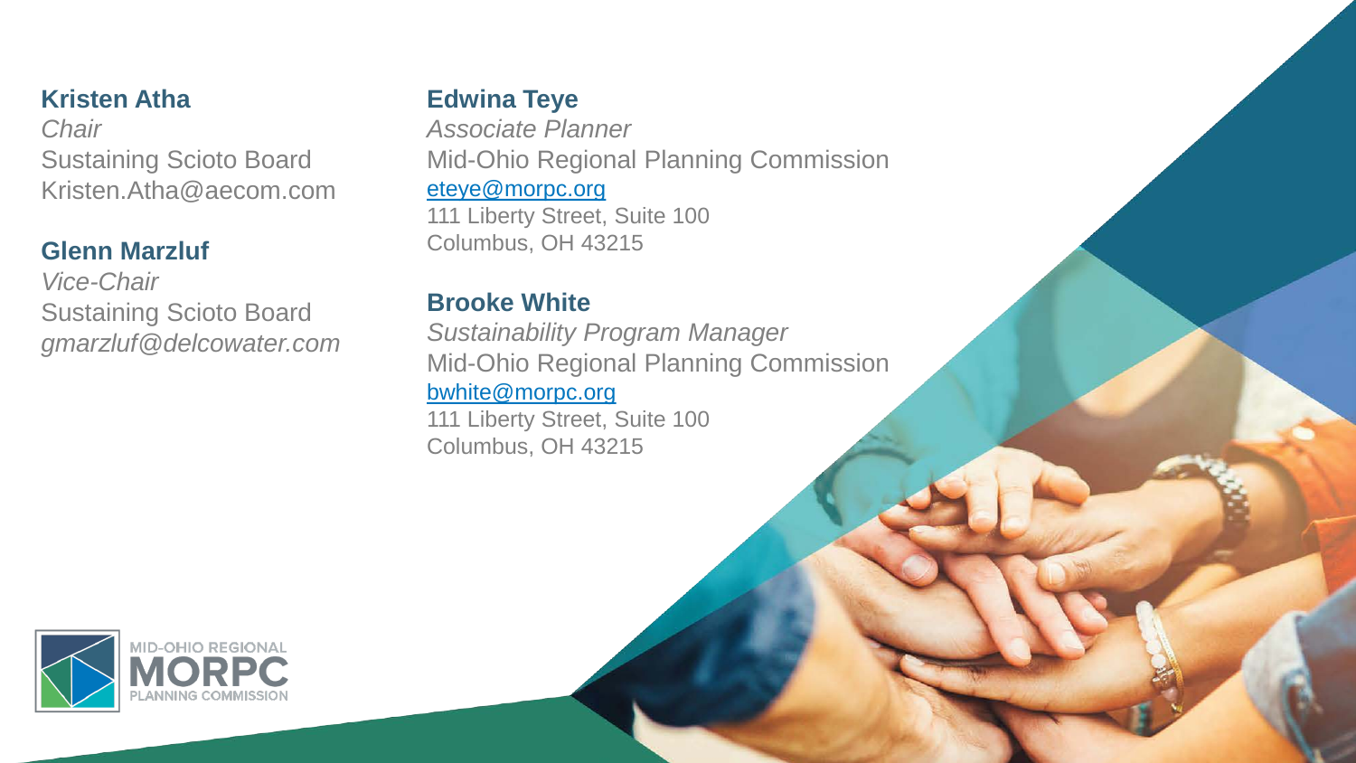**Kristen Atha**
*Chair*
Sustaining Scioto Board
Kristen.Atha@aecom.com

**Glenn Marzluf**
*Vice-Chair*
Sustaining Scioto Board
*gmarzluf@delcowater.com*

**Edwina Teye**
*Associate Planner*
Mid-Ohio Regional Planning Commission
eteye@morpc.org
111 Liberty Street, Suite 100
Columbus, OH 43215

**Brooke White**
*Sustainability Program Manager*
Mid-Ohio Regional Planning Commission
bwhite@morpc.org
111 Liberty Street, Suite 100
Columbus, OH 43215

MID-OHIO REGIONAL
MORPC
PLANNING COMMISSION